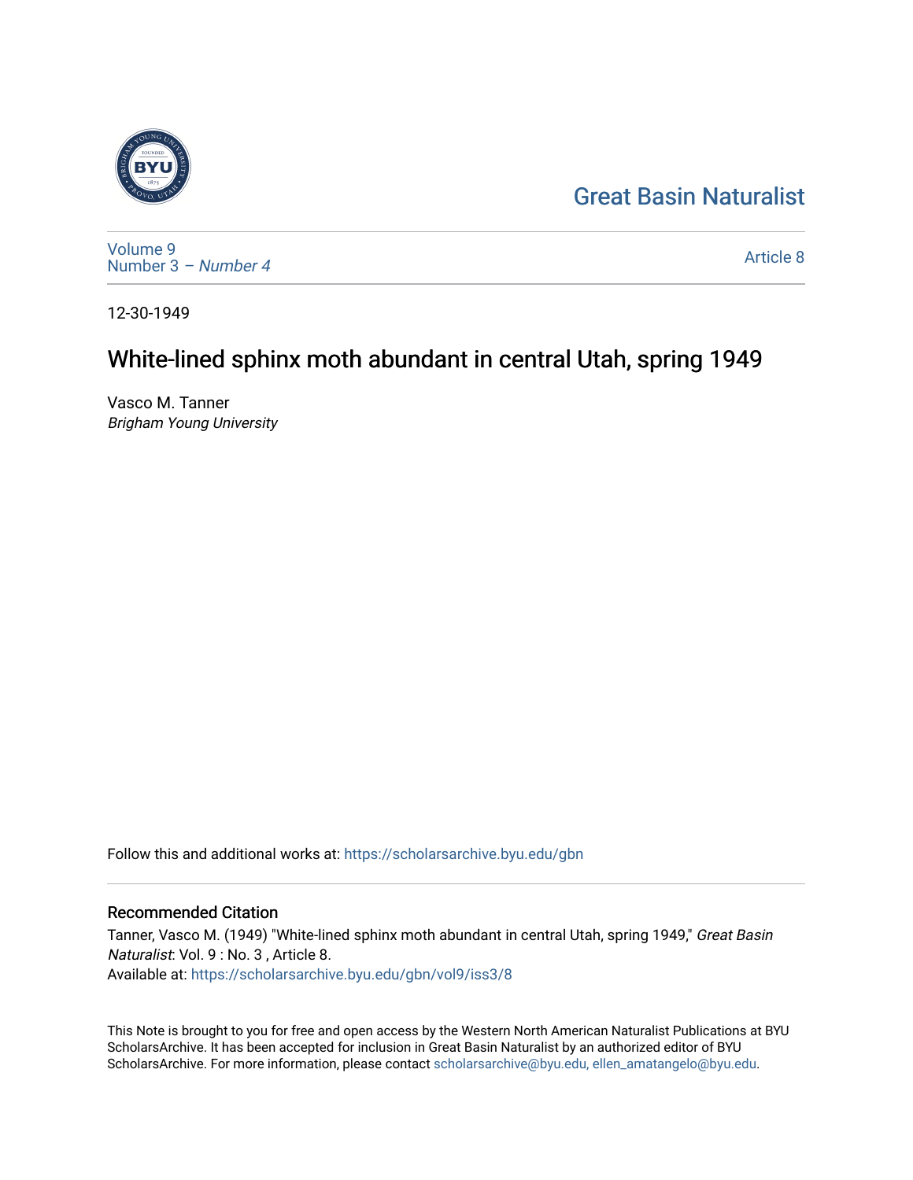Great Basin Naturalist

Volume 9
Number 3 – *Number 4*

Article 8

12-30-1949

# White-lined sphinx moth abundant in central Utah, spring 1949

Vasco M. Tanner
*Brigham Young University*

Follow this and additional works at: https://scholarsarchive.byu.edu/gbn

## Recommended Citation

Tanner, Vasco M. (1949) "White-lined sphinx moth abundant in central Utah, spring 1949," *Great Basin Naturalist*: Vol. 9 : No. 3 , Article 8.
Available at: https://scholarsarchive.byu.edu/gbn/vol9/iss3/8

This Note is brought to you for free and open access by the Western North American Naturalist Publications at BYU ScholarsArchive. It has been accepted for inclusion in Great Basin Naturalist by an authorized editor of BYU ScholarsArchive. For more information, please contact scholarsarchive@byu.edu, ellen_amatangelo@byu.edu.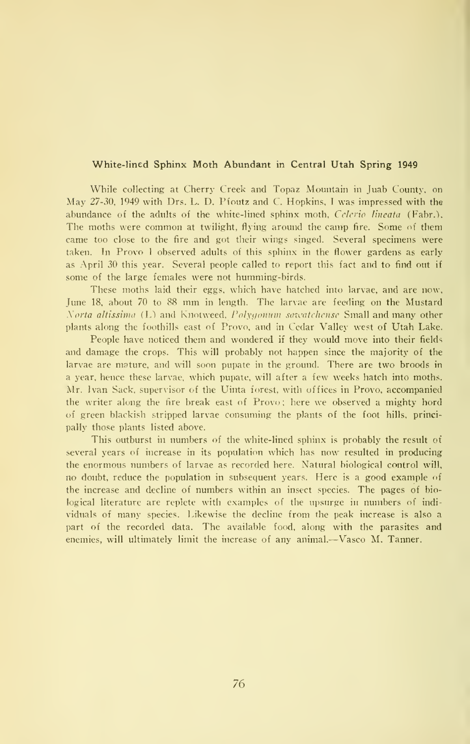### White-lined Sphinx Moth Abundant in Central Utah Spring 1949

While collecting at Cherry Creek and Topaz Mountain in Juab County, on May 27-30, 1949 with Drs. L. D. Pfoutz and C. Hopkins, I was impressed with the abundance of the adults of the white-lined sphinx moth, *Celerio lineata* (Fabr.). The moths were common at twilight, flying around the camp fire. Some of them came too close to the fire and got their wings singed. Several specimens were taken. In Provo I observed adults of this sphinx in the flower gardens as early as April 30 this year. Several people called to report this fact and to find out if some of the large females were not humming-birds.

These moths laid their eggs, which have hatched into larvae, and are now, June 18, about 70 to 88 mm in length. The larvae are feeding on the Mustard *Norta altissima* (L) and Knotweed, *Polygonum sawatchense* Small and many other plants along the foothills east of Provo, and in Cedar Valley west of Utah Lake.

People have noticed them and wondered if they would move into their fields and damage the crops. This will probably not happen since the majority of the larvae are mature, and will soon pupate in the ground. There are two broods in a year, hence these larvae, which pupate, will after a few weeks hatch into moths. Mr. Ivan Sack, supervisor of the Uinta forest, with offices in Provo, accompanied the writer along the fire break east of Provo; here we observed a mighty hord of green blackish stripped larvae consuming the plants of the foot hills, principally those plants listed above.

This outburst in numbers of the white-lined sphinx is probably the result of several years of increase in its population which has now resulted in producing the enormous numbers of larvae as recorded here. Natural biological control will, no doubt, reduce the population in subsequent years. Here is a good example of the increase and decline of numbers within an insect species. The pages of biological literature are replete with examples of the upsurge in numbers of individuals of many species. Likewise the decline from the peak increase is also a part of the recorded data. The available food, along with the parasites and enemies, will ultimately limit the increase of any animal.—Vasco M. Tanner.